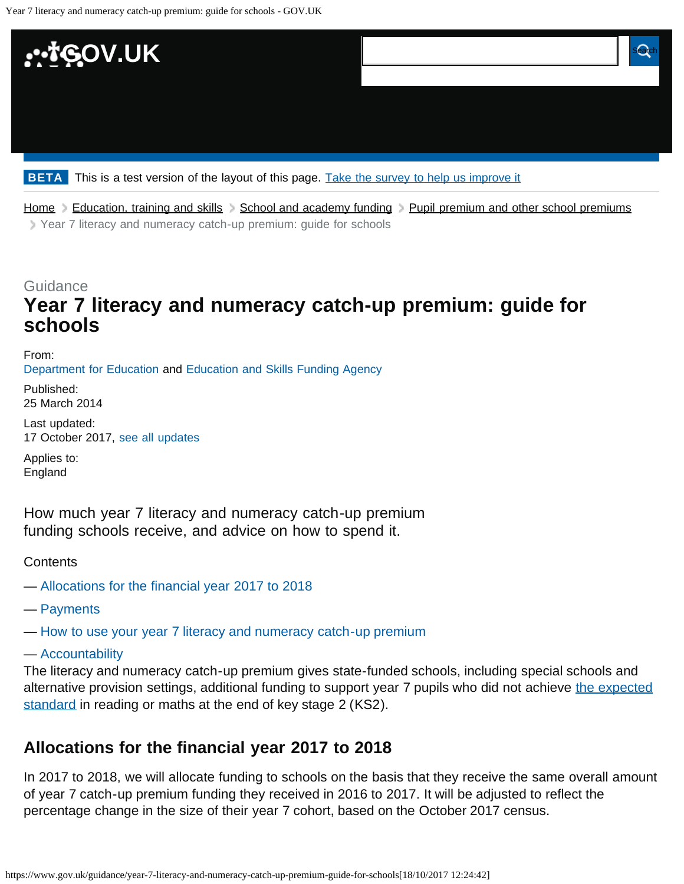Home > Education, training and skills > School and academy funding > Pupil premium and other school premiums > Year 7 literacy and numeracy catch-up premium: guide for schools

Guidance

# Year 7 literacy and numeracy catch-up premium: guide for schools

From:
Department for Education and Education and Skills Funding Agency

Published:
25 March 2014

Last updated:
17 October 2017, see all updates

Applies to:
England

How much year 7 literacy and numeracy catch-up premium funding schools receive, and advice on how to spend it.

Contents

- Allocations for the financial year 2017 to 2018
- Payments
- How to use your year 7 literacy and numeracy catch-up premium
- Accountability

The literacy and numeracy catch-up premium gives state-funded schools, including special schools and alternative provision settings, additional funding to support year 7 pupils who did not achieve the expected standard in reading or maths at the end of key stage 2 (KS2).

## Allocations for the financial year 2017 to 2018

In 2017 to 2018, we will allocate funding to schools on the basis that they receive the same overall amount of year 7 catch-up premium funding they received in 2016 to 2017. It will be adjusted to reflect the percentage change in the size of their year 7 cohort, based on the October 2017 census.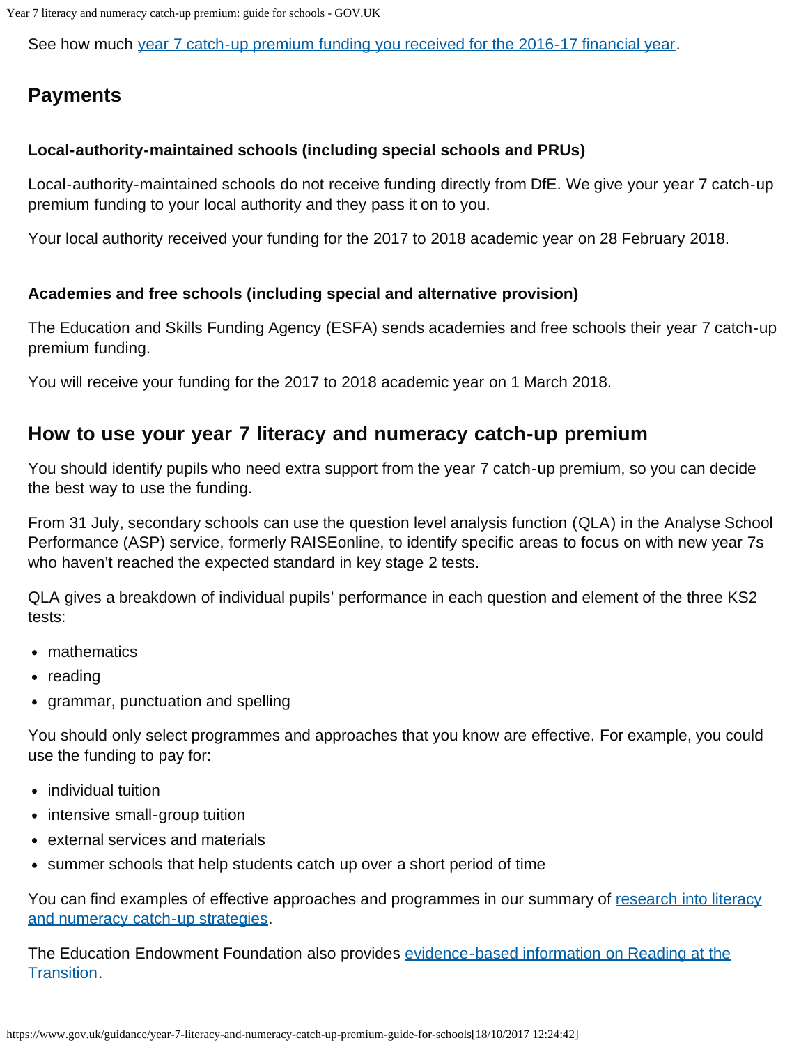See how much [year 7 catch-up premium funding you received for the 2016-17 financial year](#).

## Payments

### Local-authority-maintained schools (including special schools and PRUs)

Local-authority-maintained schools do not receive funding directly from DfE. We give your year 7 catch-up premium funding to your local authority and they pass it on to you.

Your local authority received your funding for the 2017 to 2018 academic year on 28 February 2018.

### Academies and free schools (including special and alternative provision)

The Education and Skills Funding Agency (ESFA) sends academies and free schools their year 7 catch-up premium funding.

You will receive your funding for the 2017 to 2018 academic year on 1 March 2018.

## How to use your year 7 literacy and numeracy catch-up premium

You should identify pupils who need extra support from the year 7 catch-up premium, so you can decide the best way to use the funding.

From 31 July, secondary schools can use the question level analysis function (QLA) in the Analyse School Performance (ASP) service, formerly RAISEonline, to identify specific areas to focus on with new year 7s who haven't reached the expected standard in key stage 2 tests.

QLA gives a breakdown of individual pupils' performance in each question and element of the three KS2 tests:

- mathematics
- reading
- grammar, punctuation and spelling

You should only select programmes and approaches that you know are effective. For example, you could use the funding to pay for:

- individual tuition
- intensive small-group tuition
- external services and materials
- summer schools that help students catch up over a short period of time

You can find examples of effective approaches and programmes in our summary of [research into literacy and numeracy catch-up strategies](#).

The Education Endowment Foundation also provides [evidence-based information on Reading at the Transition](#).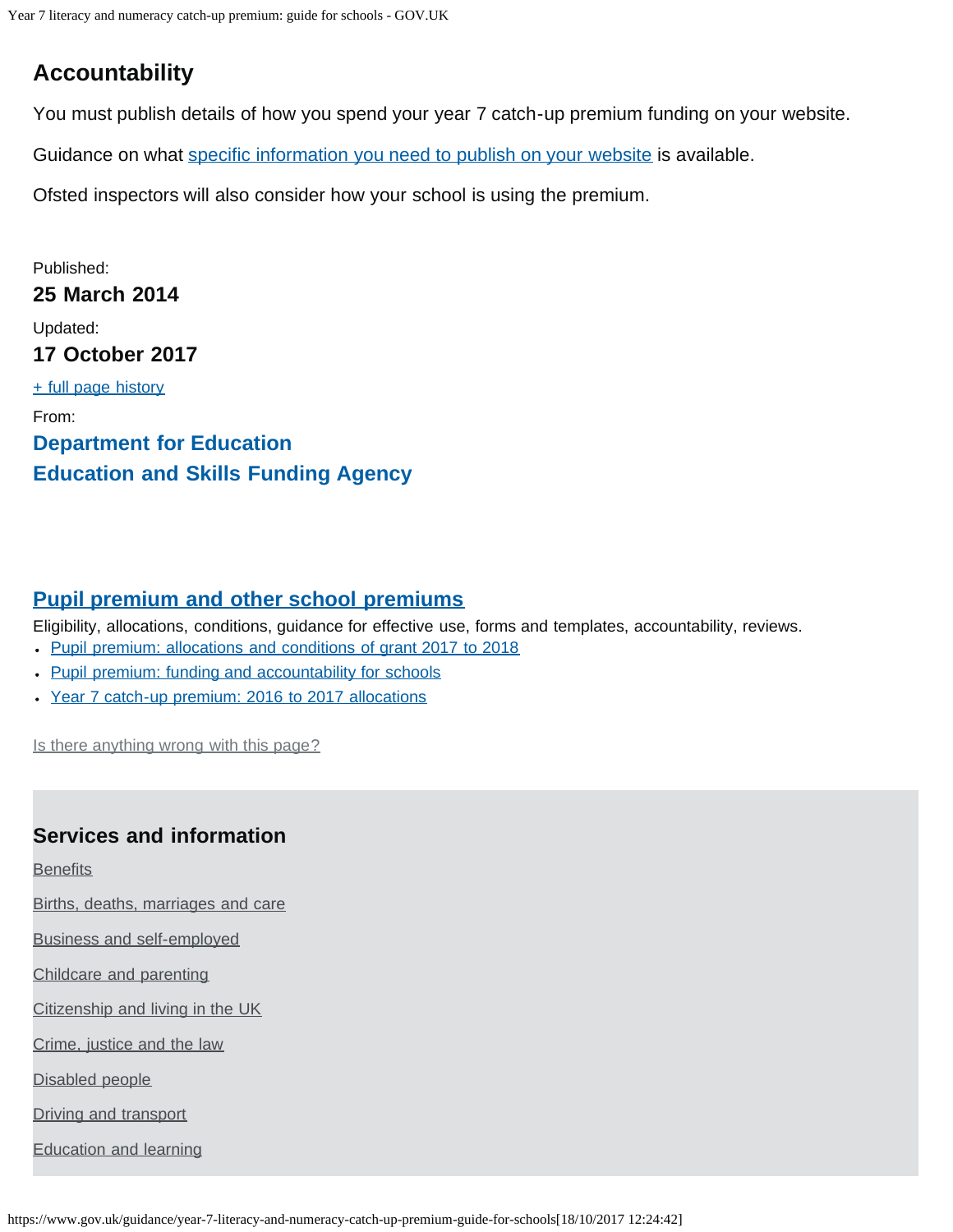## Accountability

You must publish details of how you spend your year 7 catch-up premium funding on your website.

Guidance on what specific information you need to publish on your website is available.

Ofsted inspectors will also consider how your school is using the premium.

Published:

**25 March 2014**

Updated:

**17 October 2017**

+ full page history

From:

**Department for Education**

**Education and Skills Funding Agency**

## Pupil premium and other school premiums

Eligibility, allocations, conditions, guidance for effective use, forms and templates, accountability, reviews.

- Pupil premium: allocations and conditions of grant 2017 to 2018
- Pupil premium: funding and accountability for schools
- Year 7 catch-up premium: 2016 to 2017 allocations

Is there anything wrong with this page?

## Services and information

Benefits

Births, deaths, marriages and care

Business and self-employed

Childcare and parenting

Citizenship and living in the UK

Crime, justice and the law

Disabled people

Driving and transport

Education and learning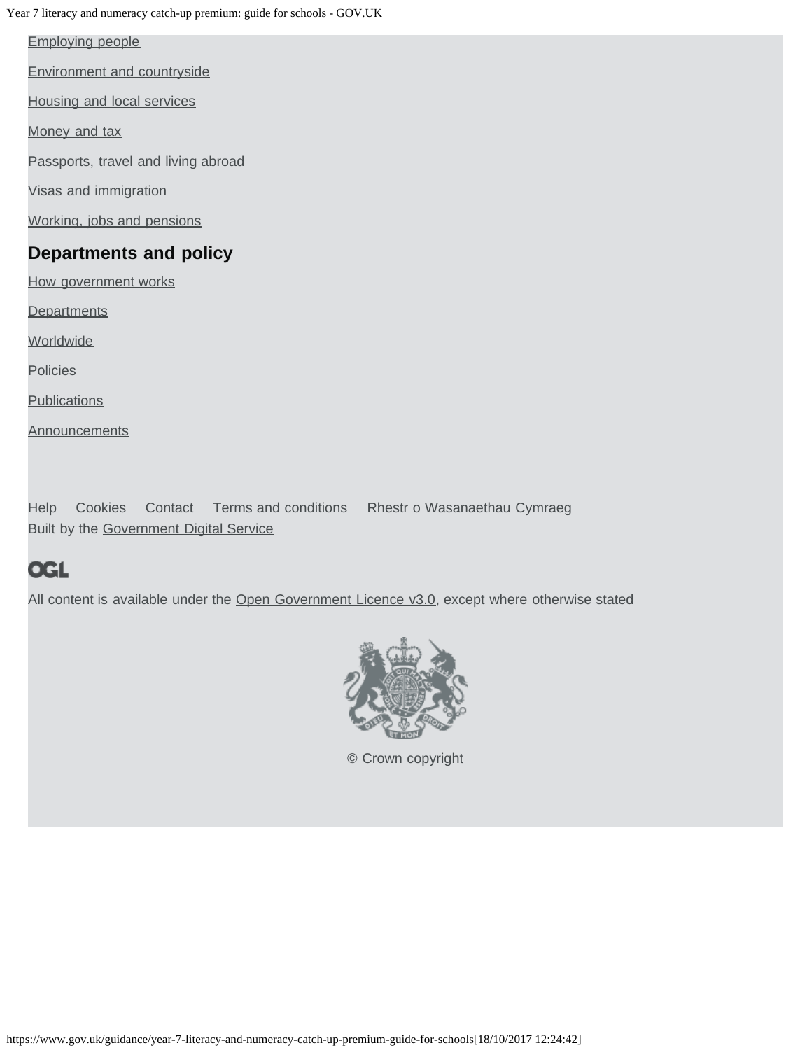Employing people

Environment and countryside

Housing and local services

Money and tax

Passports, travel and living abroad

Visas and immigration

Working, jobs and pensions

## Departments and policy

How government works

Departments

Worldwide

Policies

Publications

Announcements

Help Cookies Contact Terms and conditions Rhestr o Wasanaethau Cymraeg

Built by the Government Digital Service

OGL

All content is available under the Open Government Licence v3.0, except where otherwise stated

© Crown copyright